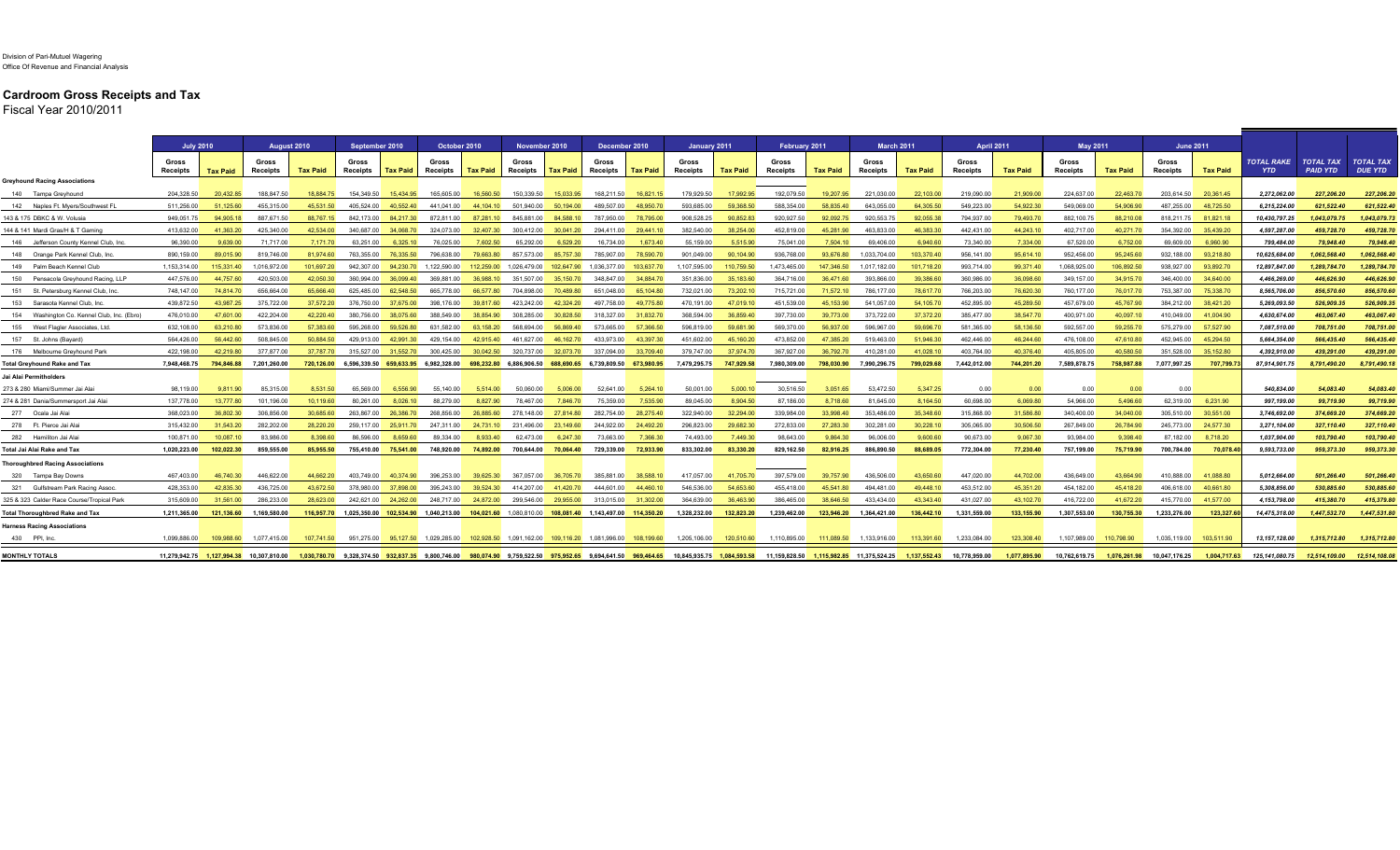Division of Pari-Mutuel Wagering
Office Of Revenue and Financial Analysis

# Cardroom Gross Receipts and Tax

Fiscal Year 2010/2011

| | July 2010 | | August 2010 | | September 2010 | | October 2010 | | November 2010 | | December 2010 | | January 2011 | | February 2011 | | March 2011 | | April 2011 | | May 2011 | | June 2011 | | | | |
|---|---|---|---|---|---|---|---|---|---|---|---|---|---|---|---|---|---|---|---|---|---|---|---|---|---|---|---|
| | Gross Receipts | Tax Paid | Gross Receipts | Tax Paid | Gross Receipts | Tax Paid | Gross Receipts | Tax Paid | Gross Receipts | Tax Paid | Gross Receipts | Tax Paid | Gross Receipts | Tax Paid | Gross Receipts | Tax Paid | Gross Receipts | Tax Paid | Gross Receipts | Tax Paid | Gross Receipts | Tax Paid | Gross Receipts | Tax Paid | TOTAL RAKE YTD | TOTAL TAX PAID YTD | TOTAL TAX DUE YTD |
| **Greyhound Racing Associations** | | | | | | | | | | | | | | | | | | | | | | | | | | | |
| 140 Tampa Greyhound | 204,328.50 | 20,432.85 | 188,847.50 | 18,884.75 | 154,349.50 | 15,434.95 | 165,605.00 | 16,560.50 | 150,339.50 | 15,033.95 | 168,211.50 | 16,821.15 | 179,929.50 | 17,992.95 | 192,079.50 | 19,207.95 | 221,030.00 | 22,103.00 | 219,090.00 | 21,909.00 | 224,637.00 | 22,463.70 | 203,614.50 | 20,361.45 | 2,272,062.00 | 227,206.20 | 227,206.20 |
| 142 Naples Ft. Myers/Southwest FL | 511,256.00 | 51,125.60 | 455,315.00 | 45,531.50 | 405,524.00 | 40,552.40 | 441,041.00 | 44,104.10 | 501,940.00 | 50,194.00 | 489,507.00 | 48,950.70 | 593,685.00 | 59,368.50 | 588,354.00 | 58,835.40 | 643,055.00 | 64,305.50 | 549,223.00 | 54,922.30 | 549,069.00 | 54,906.90 | 487,255.00 | 48,725.50 | 6,215,224.00 | 621,522.40 | 621,522.40 |
| 143 & 175 DBKC & W. Volusia | 949,051.75 | 94,905.18 | 887,671.50 | 88,767.15 | 842,173.00 | 84,217.30 | 872,811.00 | 87,281.10 | 845,881.00 | 84,588.10 | 787,950.00 | 78,795.00 | 908,528.25 | 90,852.83 | 920,927.50 | 92,092.75 | 920,553.75 | 92,055.38 | 794,937.00 | 79,493.70 | 882,100.75 | 88,210.08 | 818,211.75 | 81,821.18 | 10,430,797.25 | 1,043,079.75 | 1,043,079.73 |
| 144 & 141 Mardi Gras/H & T Gaming | 413,632.00 | 41,363.20 | 425,340.00 | 42,534.00 | 340,687.00 | 34,068.70 | 324,073.00 | 32,407.30 | 300,412.00 | 30,041.20 | 294,411.00 | 29,441.10 | 382,540.00 | 38,254.00 | 452,819.00 | 45,281.90 | 463,833.00 | 46,383.30 | 442,431.00 | 44,243.10 | 402,717.00 | 40,271.70 | 354,392.00 | 35,439.20 | 4,597,287.00 | 459,728.70 | 459,728.70 |
| 146 Jefferson County Kennel Club, Inc. | 96,390.00 | 9,639.00 | 71,717.00 | 7,171.70 | 63,251.00 | 6,325.10 | 76,025.00 | 7,602.50 | 65,292.00 | 6,529.20 | 16,734.00 | 1,673.40 | 55,159.00 | 5,515.90 | 75,041.00 | 7,504.10 | 69,406.00 | 6,940.60 | 73,340.00 | 7,334.00 | 67,520.00 | 6,752.00 | 69,609.00 | 6,960.90 | 799,484.00 | 79,948.40 | 79,948.40 |
| 148 Orange Park Kennel Club, Inc. | 890,159.00 | 89,015.90 | 819,746.00 | 81,974.60 | 763,355.00 | 76,335.50 | 796,638.00 | 79,663.80 | 857,573.00 | 85,757.30 | 785,907.00 | 78,590.70 | 901,049.00 | 90,104.90 | 936,768.00 | 93,676.80 | 1,033,704.00 | 103,370.40 | 956,141.00 | 95,614.10 | 952,456.00 | 95,245.60 | 932,188.00 | 93,218.80 | 10,625,684.00 | 1,062,568.40 | 1,062,568.40 |
| 149 Palm Beach Kennel Club | 1,153,314.00 | 115,331.40 | 1,016,972.00 | 101,697.20 | 942,307.00 | 94,230.70 | 1,122,590.00 | 112,259.00 | 1,026,479.00 | 102,647.90 | 1,036,377.00 | 103,637.70 | 1,107,595.00 | 110,759.50 | 1,473,465.00 | 147,346.50 | 1,017,182.00 | 101,718.20 | 993,714.00 | 99,371.40 | 1,068,925.00 | 106,892.50 | 938,927.00 | 93,892.70 | 12,897,847.00 | 1,289,784.70 | 1,289,784.70 |
| 150 Pensacola Greyhound Racing, LLP | 447,576.00 | 44,757.60 | 420,503.00 | 42,050.30 | 360,994.00 | 36,099.40 | 369,881.00 | 36,988.10 | 351,507.00 | 35,150.70 | 348,847.00 | 34,884.70 | 351,836.00 | 35,183.60 | 364,716.00 | 36,471.60 | 393,866.00 | 39,386.60 | 360,986.00 | 36,098.60 | 349,157.00 | 34,915.70 | 346,400.00 | 34,640.00 | 4,466,269.00 | 446,626.90 | 446,626.90 |
| 151 St. Petersburg Kennel Club, Inc. | 748,147.00 | 74,814.70 | 656,664.00 | 65,666.40 | 625,485.00 | 62,548.50 | 665,778.00 | 66,577.80 | 704,898.00 | 70,489.80 | 651,048.00 | 65,104.80 | 732,021.00 | 73,202.10 | 715,721.00 | 71,572.10 | 786,177.00 | 78,617.70 | 766,203.00 | 76,620.30 | 760,177.00 | 76,017.70 | 753,387.00 | 75,338.70 | 8,565,706.00 | 856,570.60 | 856,570.60 |
| 153 Sarasota Kennel Club, Inc. | 439,872.50 | 43,987.25 | 375,722.00 | 37,572.20 | 376,750.00 | 37,675.00 | 398,176.00 | 39,817.60 | 423,242.00 | 42,324.20 | 497,758.00 | 49,775.80 | 470,191.00 | 47,019.10 | 451,539.00 | 45,153.90 | 541,057.00 | 54,105.70 | 452,895.00 | 45,289.50 | 457,679.00 | 45,767.90 | 384,212.00 | 38,421.20 | 5,269,093.50 | 526,909.35 | 526,909.35 |
| 154 Washington Co. Kennel Club, Inc. (Ebro) | 476,010.00 | 47,601.00 | 422,204.00 | 42,220.40 | 380,756.00 | 38,075.60 | 388,549.00 | 38,854.90 | 308,285.00 | 30,828.50 | 318,327.00 | 31,832.70 | 368,594.00 | 36,859.40 | 397,730.00 | 39,773.00 | 373,722.00 | 37,372.20 | 385,477.00 | 38,547.70 | 400,971.00 | 40,097.10 | 410,049.00 | 41,004.90 | 4,630,674.00 | 463,067.40 | 463,067.40 |
| 155 West Flagler Associates, Ltd. | 632,108.00 | 63,210.80 | 573,836.00 | 57,383.60 | 595,268.00 | 59,526.80 | 631,582.00 | 63,158.20 | 568,694.00 | 56,869.40 | 573,665.00 | 57,366.50 | 596,819.00 | 59,681.90 | 569,370.00 | 56,937.00 | 596,967.00 | 59,696.70 | 581,365.00 | 58,136.50 | 592,557.00 | 59,255.70 | 575,279.00 | 57,527.90 | 7,087,510.00 | 708,751.00 | 708,751.00 |
| 157 St. Johns (Bayard) | 564,426.00 | 56,442.60 | 508,845.00 | 50,884.50 | 429,913.00 | 42,991.30 | 429,154.00 | 42,915.40 | 461,627.00 | 46,162.70 | 433,973.00 | 43,397.30 | 451,602.00 | 45,160.20 | 473,852.00 | 47,385.20 | 519,463.00 | 51,946.30 | 462,446.00 | 46,244.60 | 476,108.00 | 47,610.80 | 452,945.00 | 45,294.50 | 5,664,354.00 | 566,435.40 | 566,435.40 |
| 176 Melbourne Greyhound Park | 422,198.00 | 42,219.80 | 377,877.00 | 37,787.70 | 315,527.00 | 31,552.70 | 300,425.00 | 30,042.50 | 320,737.00 | 32,073.70 | 337,094.00 | 33,709.40 | 379,747.00 | 37,974.70 | 367,927.00 | 36,792.70 | 410,281.00 | 41,028.10 | 403,764.00 | 40,376.40 | 405,805.00 | 40,580.50 | 351,528.00 | 35,152.80 | 4,392,910.00 | 439,291.00 | 439,291.00 |
| **Total Greyhound Rake and Tax** | 7,948,468.75 | 794,846.88 | 7,201,260.00 | 720,126.00 | 6,596,339.50 | 659,633.95 | 6,982,328.00 | 698,232.80 | 6,886,906.50 | 688,690.65 | 6,739,809.50 | 673,980.95 | 7,479,295.75 | 747,929.58 | 7,980,309.00 | 798,030.90 | 7,990,296.75 | 799,029.68 | 7,442,012.00 | 744,201.20 | 7,589,878.75 | 758,987.88 | 7,077,997.25 | 707,799.73 | 87,914,901.75 | 8,791,490.20 | 8,791,490.18 |
| **Jai Alai Permitholders** | | | | | | | | | | | | | | | | | | | | | | | | | | | |
| 273 & 280 Miami/Summer Jai Alai | 98,119.00 | 9,811.90 | 85,315.00 | 8,531.50 | 65,569.00 | 6,556.90 | 55,140.00 | 5,514.00 | 50,060.00 | 5,006.00 | 52,641.00 | 5,264.10 | 50,001.00 | 5,000.10 | 30,516.50 | 3,051.65 | 53,472.50 | 5,347.25 | 0.00 | 0.00 | 0.00 | 0.00 | 0.00 | | 540,834.00 | 54,083.40 | 54,083.40 |
| 274 & 281 Dania/Summersport Jai Alai | 137,778.00 | 13,777.80 | 101,196.00 | 10,119.60 | 80,261.00 | 8,026.10 | 88,279.00 | 8,827.90 | 78,467.00 | 7,846.70 | 75,359.00 | 7,535.90 | 89,045.00 | 8,904.50 | 87,186.00 | 8,718.60 | 81,645.00 | 8,164.50 | 60,698.00 | 6,069.80 | 54,966.00 | 5,496.60 | 62,319.00 | 6,231.90 | 997,199.00 | 99,719.90 | 99,719.90 |
| 277 Ocala Jai Alai | 368,023.00 | 36,802.30 | 306,856.00 | 30,685.60 | 263,867.00 | 26,386.70 | 268,856.00 | 26,885.60 | 278,148.00 | 27,814.80 | 282,754.00 | 28,275.40 | 322,940.00 | 32,294.00 | 339,984.00 | 33,998.40 | 353,486.00 | 35,348.60 | 315,868.00 | 31,586.80 | 340,400.00 | 34,040.00 | 305,510.00 | 30,551.00 | 3,746,692.00 | 374,669.20 | 374,669.20 |
| 278 Ft. Pierce Jai Alai | 315,432.00 | 31,543.20 | 282,202.00 | 28,220.20 | 259,117.00 | 25,911.70 | 247,311.00 | 24,731.10 | 231,496.00 | 23,149.60 | 244,922.00 | 24,492.20 | 296,823.00 | 29,682.30 | 272,833.00 | 27,283.30 | 302,281.00 | 30,228.10 | 305,065.00 | 30,506.50 | 267,849.00 | 26,784.90 | 245,773.00 | 24,577.30 | 3,271,104.00 | 327,110.40 | 327,110.40 |
| 282 Hamilton Jai Alai | 100,871.00 | 10,087.10 | 83,986.00 | 8,398.60 | 86,596.00 | 8,659.60 | 89,334.00 | 8,933.40 | 62,473.00 | 6,247.30 | 73,663.00 | 7,366.30 | 74,493.00 | 7,449.30 | 98,643.00 | 9,864.30 | 96,006.00 | 9,600.60 | 90,673.00 | 9,067.30 | 93,984.00 | 9,398.40 | 87,182.00 | 8,718.20 | 1,037,904.00 | 103,790.40 | 103,790.40 |
| **Total Jai Alai Rake and Tax** | 1,020,223.00 | 102,022.30 | 859,555.00 | 85,955.50 | 755,410.00 | 75,541.00 | 748,920.00 | 74,892.00 | 700,644.00 | 70,064.40 | 729,339.00 | 72,933.90 | 833,302.00 | 83,330.20 | 829,162.50 | 82,916.25 | 886,890.50 | 88,689.05 | 772,304.00 | 77,230.40 | 757,199.00 | 75,719.90 | 700,784.00 | 70,078.40 | 9,593,733.00 | 959,373.30 | 959,373.30 |
| **Thoroughbred Racing Associations** | | | | | | | | | | | | | | | | | | | | | | | | | | | |
| 320 Tampa Bay Downs | 467,403.00 | 46,740.30 | 446,622.00 | 44,662.20 | 403,749.00 | 40,374.90 | 396,253.00 | 39,625.30 | 367,057.00 | 36,705.70 | 385,881.00 | 38,588.10 | 417,057.00 | 41,705.70 | 397,579.00 | 39,757.90 | 436,506.00 | 43,650.60 | 447,020.00 | 44,702.00 | 436,649.00 | 43,664.90 | 410,888.00 | 41,088.80 | 5,012,664.00 | 501,266.40 | 501,266.40 |
| 321 Gulfstream Park Racing Assoc. | 428,353.00 | 42,835.30 | 436,725.00 | 43,672.50 | 378,980.00 | 37,898.00 | 395,243.00 | 39,524.30 | 414,207.00 | 41,420.70 | 444,601.00 | 44,460.10 | 546,536.00 | 54,653.60 | 455,418.00 | 45,541.80 | 494,481.00 | 49,448.10 | 453,512.00 | 45,351.20 | 454,182.00 | 45,418.20 | 406,618.00 | 40,661.80 | 5,308,856.00 | 530,885.60 | 530,885.60 |
| 325 & 323 Calder Race Course/Tropical Park | 315,609.00 | 31,561.00 | 286,233.00 | 28,623.00 | 242,621.00 | 24,262.00 | 248,717.00 | 24,872.00 | 299,546.00 | 29,955.00 | 313,015.00 | 31,302.00 | 364,639.00 | 36,463.90 | 386,465.00 | 38,646.50 | 433,434.00 | 43,343.40 | 431,027.00 | 43,102.70 | 416,722.00 | 41,672.20 | 415,770.00 | 41,577.00 | 4,153,798.00 | 415,380.70 | 415,379.80 |
| **Total Thoroughbred Rake and Tax** | 1,211,365.00 | 121,136.60 | 1,169,580.00 | 116,957.70 | 1,025,350.00 | 102,534.90 | 1,040,213.00 | 104,021.60 | 1,080,810.00 | 108,081.40 | 1,143,497.00 | 114,350.20 | 1,328,232.00 | 132,823.20 | 1,239,462.00 | 123,946.20 | 1,364,421.00 | 136,442.10 | 1,331,559.00 | 133,155.90 | 1,307,553.00 | 130,755.30 | 1,233,276.00 | 123,327.60 | 14,475,318.00 | 1,447,532.70 | 1,447,531.80 |
| **Harness Racing Associations** | | | | | | | | | | | | | | | | | | | | | | | | | | | |
| 430 PPI, Inc. | 1,099,886.00 | 109,988.60 | 1,077,415.00 | 107,741.50 | 951,275.00 | 95,127.50 | 1,029,285.00 | 102,928.50 | 1,091,162.00 | 109,116.20 | 1,081,996.00 | 108,199.60 | 1,205,106.00 | 120,510.60 | 1,110,895.00 | 111,089.50 | 1,133,916.00 | 113,391.60 | 1,233,084.00 | 123,308.40 | 1,107,989.00 | 110,798.90 | 1,035,119.00 | 103,511.90 | 13,157,128.00 | 1,315,712.80 | 1,315,712.80 |
| **MONTHLY TOTALS** | 11,279,942.75 | 1,127,994.38 | 10,307,810.00 | 1,030,780.70 | 9,328,374.50 | 932,837.35 | 9,800,746.00 | 980,074.90 | 9,759,522.50 | 975,952.65 | 9,694,641.50 | 969,464.65 | 10,845,935.75 | 1,084,593.58 | 11,159,828.50 | 1,115,982.85 | 11,375,524.25 | 1,137,552.43 | 10,778,959.00 | 1,077,895.90 | 10,762,619.75 | 1,076,261.98 | 10,047,176.25 | 1,004,717.63 | 125,141,080.75 | 12,514,109.00 | 12,514,108.08 |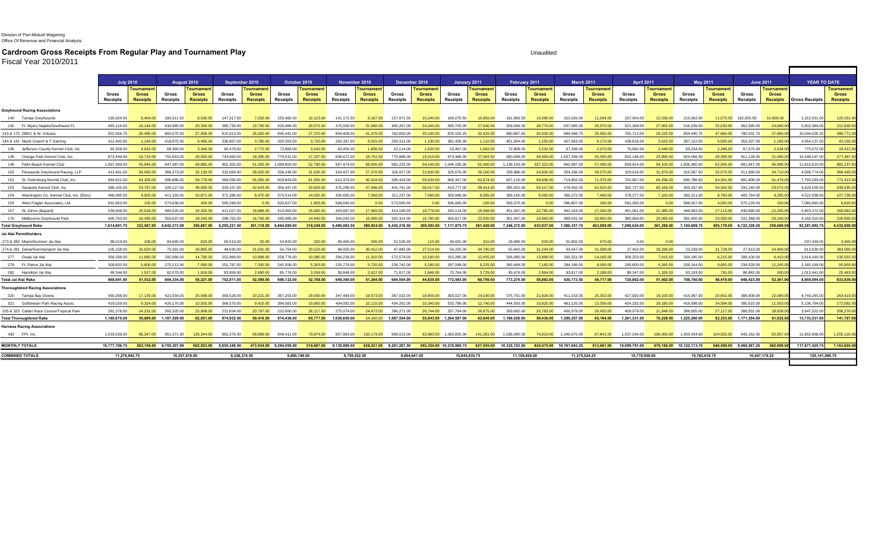Division of Pari-Mutuel Wagering
Office Of Revenue and Financial Analysis

# Cardroom Gross Receipts From Regular Play and Tournament Play

Unaudited

Fiscal Year 2010/2011

| | July 2010 | | August 2010 | | September 2010 | | October 2010 | | November 2010 | | December 2010 | | January 2011 | | February 2011 | | March 2011 | | April 2011 | | May 2011 | | June 2011 | | YEAR TO DATE | |
|---|---|---|---|---|---|---|---|---|---|---|---|---|---|---|---|---|---|---|---|---|---|---|---|---|---|---|
| | Gross Receipts | Tournament Gross Receipts | Gross Receipts | Tournament Gross Receipts | Gross Receipts | Tournament Gross Receipts | Gross Receipts | Tournament Gross Receipts | Gross Receipts | Tournament Gross Receipts | Gross Receipts | Tournament Gross Receipts | Gross Receipts | Tournament Gross Receipts | Gross Receipts | Tournament Gross Receipts | Gross Receipts | Tournament Gross Receipts | Gross Receipts | Tournament Gross Receipts | Gross Receipts | Tournament Gross Receipts | Gross Receipts | Tournament Gross Receipts | Gross Receipts | Tournament Gross Receipts |
| **Greyhound Racing Associations** | | | | | | | | | | | | | | | | | | | | | | | | | | |
| 140 Tampa Greyhounds | 195,924.50 | 8,404.00 | 180,311.50 | 8,536.00 | 147,317.50 | 7,032.00 | 155,482.00 | 10,123.00 | 141,172.50 | 9,167.00 | 157,971.50 | 10,240.00 | 169,070.50 | 10,859.00 | 181,983.50 | 10,096.00 | 210,026.00 | 11,004.00 | 207,054.00 | 12,036.00 | 213,062.00 | 11,575.00 | 192,655.50 | 10,959.00 | 2,152,031.00 | 120,031.00 |
| 142 Ft. Myers Naples/Southwest FL | 493,116.00 | 18,140.00 | 434,985.00 | 20,330.00 | 385,734.00 | 19,790.00 | 420,466.00 | 20,575.00 | 470,000.00 | 31,940.00 | 465,267.00 | 24,240.00 | 565,745.00 | 27,940.00 | 559,584.00 | 28,770.00 | 607,085.00 | 35,970.00 | 521,268.00 | 27,955.00 | 516,539.00 | 32,530.00 | 462,595.00 | 24,660.00 | 5,902,384.00 | 312,840.00 |
| 143 & 175 DBKC & W. Volusia | 922,556.75 | 26,495.00 | 860,575.50 | 27,096.00 | 815,913.00 | 26,260.00 | 845,441.00 | 27,370.00 | 804,406.00 | 41,475.00 | 762,850.00 | 25,100.00 | 876,103.25 | 32,425.00 | 890,897.50 | 30,030.00 | 884,598.75 | 35,955.00 | 765,712.00 | 29,225.00 | 834,440.75 | 47,660.00 | 780,531.75 | 37,680.00 | 10,044,026.25 | 386,771.00 |
| 144 & 141 Mardi Gras/H & T Gaming | 412,492.00 | 1,140.00 | 418,875.00 | 6,465.00 | 336,907.00 | 3,780.00 | 320,353.00 | 3,720.00 | 292,397.00 | 8,015.00 | 293,311.00 | 1,100.00 | 381,430.00 | 1,110.00 | 451,564.00 | 1,255.00 | 457,663.00 | 6,170.00 | 438,816.00 | 3,615.00 | 397,122.00 | 5,595.00 | 353,207.00 | 1,185.00 | 4,554,137.00 | 43,150.00 |
| 146 Jefferson County Kennel Club, Inc. | 92,358.00 | 4,032.00 | 68,369.00 | 3,348.00 | 60,479.00 | 2,772.00 | 72,983.00 | 3,042.00 | 63,456.00 | 1,836.00 | 15,114.00 | 1,620.00 | 53,467.00 | 1,692.00 | 72,809.00 | 2,232.00 | 67,336.00 | 2,070.00 | 70,892.00 | 2,448.00 | 65,234.00 | 2,286.00 | 67,575.00 | 2,034.00 | 770,072.00 | 29,412.00 |
| 148 Orange Park Kennel Club, Inc. | 873,449.00 | 16,710.00 | 791,653.00 | 28,093.00 | 744,960.00 | 18,395.00 | 779,531.00 | 17,107.00 | 838,872.00 | 18,701.00 | 770,888.00 | 15,019.00 | 873,466.00 | 27,583.00 | 900,699.00 | 36,069.00 | 1,007,339.00 | 26,365.00 | 932,146.00 | 23,995.00 | 924,066.00 | 28,390.00 | 911,128.00 | 21,060.00 | 10,348,197.00 | 277,487.00 |
| 149 Palm Beach Kennel Club | 1,097,369.00 | 55,945.00 | 947,087.00 | 69,885.00 | 891,302.00 | 51,005.00 | 1,069,800.00 | 52,790.00 | 957,474.00 | 69,005.00 | 982,232.00 | 54,145.00 | 1,046,195.00 | 61,400.00 | 1,136,143.00 | 337,322.00 | 960,087.00 | 57,095.00 | 939,614.00 | 54,100.00 | 1,006,360.00 | 62,565.00 | 881,947.00 | 56,980.00 | 11,915,610.00 | 982,237.00 |
| 150 Pensacola Greyhound Racing, LLP | 413,481.00 | 34,095.00 | 388,373.00 | 32,130.00 | 332,069.00 | 28,925.00 | 338,246.00 | 31,635.00 | 324,437.00 | 27,070.00 | 326,017.00 | 22,830.00 | 325,676.00 | 26,160.00 | 339,886.00 | 24,830.00 | 354,296.00 | 39,570.00 | 329,016.00 | 31,970.00 | 316,587.00 | 32,570.00 | 311,690.00 | 34,710.00 | 4,099,774.00 | 366,495.00 |
| 151 St. Petersburg Kennel Club, Inc. | 684,821.00 | 63,326.00 | 596,886.00 | 59,778.00 | 569,090.00 | 56,395.00 | 603,843.00 | 61,935.00 | 612,374.00 | 92,524.00 | 595,414.00 | 55,634.00 | 669,347.00 | 62,674.00 | 657,115.00 | 58,606.00 | 714,802.00 | 71,375.00 | 701,967.00 | 64,296.00 | 695,786.00 | 64,391.00 | 691,908.00 | 61,479.00 | 7,793,293.00 | 772,413.00 |
| 153 Sarasota Kennel Club, Inc. | 386,105.50 | 53,767.00 | 326,127.00 | 49,595.00 | 334,107.00 | 42,643.00 | 354,347.00 | 43,820.00 | 375,296.00 | 47,946.00 | 441,741.00 | 56,017.00 | 410,777.00 | 59,414.00 | 395,022.00 | 56,517.00 | 478,432.00 | 62,625.00 | 392,727.00 | 60,168.00 | 403,337.00 | 54,342.00 | 331,140.00 | 53,072.00 | 4,629,158.50 | 639,935.00 |
| 154 Washington Co. Kennel Club, Inc. (Ebro) | 466,085.00 | 9,925.00 | 411,333.00 | 10,871.00 | 372,286.00 | 8,470.00 | 374,514.00 | 14,035.00 | 300,695.00 | 7,590.00 | 311,237.00 | 7,090.00 | 359,999.00 | 8,595.00 | 389,165.00 | 8,565.00 | 366,272.00 | 7,450.00 | 378,377.00 | 7,100.00 | 392,211.00 | 8,760.00 | 400,764.00 | 9,285.00 | 4,522,938.00 | 107,736.00 |
| 155 West Flagler Associates, Ltd. | 631,953.00 | 155.00 | 573,636.00 | 200.00 | 595,268.00 | 0.00 | 629,627.00 | 1,955.00 | 568,694.00 | 0.00 | 573,665.00 | 0.00 | 596,669.00 | 150.00 | 569,370.00 | 0.00 | 596,807.00 | 160.00 | 581,365.00 | 0.00 | 588,507.00 | 4,050.00 | 575,129.00 | 150.00 | 7,080,690.00 | 6,820.00 |
| 157 St. Johns (Bayard) | 539,408.00 | 25,018.00 | 484,525.00 | 24,320.00 | 411,027.00 | 18,886.00 | 413,462.00 | 15,692.00 | 443,667.00 | 17,960.00 | 414,195.00 | 19,778.00 | 433,114.00 | 18,488.00 | 451,067.00 | 22,785.00 | 492,163.00 | 27,300.00 | 441,061.00 | 21,385.00 | 448,993.00 | 27,115.00 | 430,690.00 | 22,255.00 | 5,403,372.00 | 260,982.00 |
| 176 Melbourne Greyhound Park | 405,763.00 | 16,435.00 | 359,637.00 | 18,240.00 | 298,762.00 | 16,765.00 | 285,985.00 | 14,440.00 | 304,042.00 | 16,695.00 | 320,314.00 | 16,780.00 | 356,817.00 | 22,930.00 | 351,067.00 | 16,860.00 | 389,431.00 | 20,850.00 | 380,669.00 | 23,095.00 | 382,455.00 | 23,350.00 | 331,368.00 | 20,160.00 | 4,166,310.00 | 226,600.00 |
| **Total Greyhound Rake** | 7,614,881.75 | 333,587.00 | 6,842,373.00 | 358,887.00 | 6,295,221.50 | 301,118.00 | 6,664,080.00 | 318,248.00 | 6,496,982.50 | 389,924.00 | 6,430,216.50 | 309,593.00 | 7,117,875.75 | 361,420.00 | 7,346,372.00 | 633,937.00 | 7,586,337.75 | 403,959.00 | 7,080,624.00 | 361,388.00 | 7,184,699.75 | 405,179.00 | 6,722,328.25 | 355,669.00 | 83,381,992.75 | 4,532,909.00 |
| **Jai Alai Permitholders** | | | | | | | | | | | | | | | | | | | | | | | | | | |
| 273 & 280 Miami/Summer Jai Alai | 98,019.00 | 100.00 | 84,695.00 | 620.00 | 65,519.00 | 50.00 | 54,820.00 | 320.00 | 49,465.00 | 595.00 | 52,526.00 | 115.00 | 49,691.00 | 310.00 | 29,896.50 | 620.00 | 52,802.50 | 670.00 | 0.00 | 0.00 | | | | | 537,434.00 | 3,400.00 |
| 274 & 281 Dania/Summersport Jai Alai | 105,158.00 | 32,620.00 | 70,391.00 | 30,805.00 | 48,630.00 | 31,631.00 | 54,754.00 | 33,525.00 | 48,055.00 | 30,412.00 | 47,845.00 | 27,514.00 | 54,255.00 | 34,790.00 | 55,942.00 | 31,244.00 | 50,047.00 | 31,598.00 | 27,402.00 | 33,296.00 | 23,238.00 | 31,728.00 | 27,913.00 | 34,406.00 | 613,630.00 | 383,569.00 |
| 277 Ocala Jai Alai | 356,338.00 | 11,685.00 | 292,086.00 | 14,790.00 | 252,969.00 | 10,898.00 | 258,776.00 | 10,080.00 | 266,238.00 | 11,910.00 | 272,574.00 | 10,180.00 | 310,285.00 | 12,655.00 | 326,085.00 | 13,899.00 | 339,321.00 | 14,165.00 | 308,253.00 | 7,615.00 | 334,185.00 | 6,215.00 | 299,100.00 | 6,410.00 | 3,616,190.00 | 130,502.00 |
| 278 Ft. Pierce Jai Alai | 309,832.00 | 5,600.00 | 275,112.00 | 7,090.00 | 251,787.00 | 7,330.00 | 242,006.00 | 5,305.00 | 225,776.00 | 5,720.00 | 239,742.00 | 5,180.00 | 287,598.00 | 9,225.00 | 265,668.00 | 7,165.00 | 294,186.00 | 8,095.00 | 295,800.00 | 9,265.00 | 258,164.00 | 9,685.00 | 234,528.00 | 11,245.00 | 3,180,199.00 | 90,905.00 |
| 282 Hamilton Jai Alai | 99,344.00 | 1,527.00 | 82,070.00 | 1,916.00 | 83,906.00 | 2,690.00 | 85,776.00 | 3,558.00 | 59,846.00 | 2,627.00 | 71,817.00 | 1,846.00 | 70,764.00 | 3,729.00 | 95,679.00 | 2,964.00 | 93,817.00 | 2,189.00 | 89,347.00 | 1,326.00 | 93,193.00 | 791.00 | 86,882.00 | 300.00 | 1,012,441.00 | 25,463.00 |
| **Total Jai Alai Rake** | 968,691.00 | 51,532.00 | 804,354.00 | 55,221.00 | 702,811.00 | 52,599.00 | 696,132.00 | 52,788.00 | 649,380.00 | 51,264.00 | 684,504.00 | 44,835.00 | 772,593.00 | 60,709.00 | 773,270.50 | 55,892.00 | 830,173.50 | 56,717.00 | 720,802.00 | 51,502.00 | 708,780.00 | 48,419.00 | 648,423.00 | 52,361.00 | 8,959,894.00 | 633,839.00 |
| **Thoroughbred Racing Associations** | | | | | | | | | | | | | | | | | | | | | | | | | | |
| 320 Tampa Bay Downs | 450,268.00 | 17,135.00 | 421,034.00 | 25,588.00 | 383,528.00 | 20,221.00 | 367,253.00 | 29,000.00 | 347,484.00 | 19,573.00 | 367,022.00 | 18,859.00 | 393,027.00 | 24,030.00 | 375,751.00 | 21,828.00 | 411,153.00 | 25,353.00 | 427,920.00 | 19,100.00 | 415,997.00 | 20,652.00 | 388,808.00 | 22,080.00 | 4,749,245.00 | 263,419.00 |
| 321 Gulfstream Park Racing Assoc. | 419,029.00 | 9,324.00 | 426,170.00 | 10,555.00 | 369,570.00 | 9,410.00 | 384,583.00 | 10,660.00 | 404,092.00 | 10,115.00 | 434,261.00 | 10,340.00 | 533,796.00 | 12,740.00 | 444,593.00 | 10,825.00 | 481,125.00 | 13,356.00 | 424,332.00 | 29,180.00 | 419,598.00 | 34,584.00 | 395,615.00 | 11,003.00 | 5,136,764.00 | 172,092.00 |
| 325 & 323 Calder Race Course/Tropical Park | 291,378.00 | 24,231.00 | 260,325.00 | 25,908.00 | 221,834.00 | 20,787.00 | 222,600.00 | 26,117.00 | 275,074.00 | 24,472.00 | 286,271.00 | 26,744.00 | 337,764.00 | 26,875.00 | 359,682.00 | 26,783.00 | 406,979.00 | 26,455.00 | 409,079.00 | 21,948.00 | 389,605.00 | 27,117.00 | 386,931.00 | 28,839.00 | 3,847,522.00 | 306,276.00 |
| **Total Thoroughbred Rake** | 1,160,675.00 | 50,690.00 | 1,107,529.00 | 62,051.00 | 974,932.00 | 50,418.00 | 974,436.00 | 65,777.00 | 1,026,650.00 | 54,160.00 | 1,087,554.00 | 55,943.00 | 1,264,587.00 | 63,645.00 | 1,180,026.00 | 59,436.00 | 1,299,257.00 | 65,164.00 | 1,261,331.00 | 70,228.00 | 1,225,200.00 | 82,353.00 | 1,171,354.00 | 61,922.00 | 13,733,531.00 | 741,787.00 |
| **Harness Racing Associations** | | | | | | | | | | | | | | | | | | | | | | | | | | |
| 430 PPI, Inc. | 1,033,539.00 | 66,347.00 | 951,071.00 | 126,344.00 | 882,376.00 | 68,899.00 | 949,411.00 | 79,874.00 | 957,983.00 | 133,179.00 | 999,013.00 | 82,983.00 | 1,063,825.00 | 141,281.00 | 1,036,085.00 | 74,810.00 | 1,046,075.00 | 87,841.00 | 1,037,034.00 | 196,050.00 | 1,003,434.00 | 104,555.00 | 942,162.00 | 92,957.00 | 11,902,908.00 | 1,255,120.00 |
| **MONTHLY TOTALS** | 10,777,786.75 | 502,156.00 | 9,705,307.00 | 602,503.00 | 8,855,340.50 | 473,034.00 | 9,284,059.00 | 516,687.00 | 9,130,995.50 | 628,527.00 | 9,201,287.50 | 493,354.00 | 10,218,880.75 | 627,055.00 | 10,335,753.50 | 824,075.00 | 10,761,843.25 | 613,681.00 | 10,099,791.00 | 679,168.00 | 10,122,113.75 | 640,506.00 | 9,484,267.25 | 562,909.00 | 117,977,425.75 | 7,163,655.00 |
| **COMBINED TOTALS** | 11,279,942.75 | | 10,307,810.00 | | 9,328,374.50 | | 9,800,746.00 | | 9,759,522.50 | | 9,694,641.50 | | 10,845,935.75 | | 11,159,828.50 | | 11,375,524.25 | | 10,778,959.00 | | 10,762,619.75 | | 10,047,176.25 | | 125,141,080.75 | |